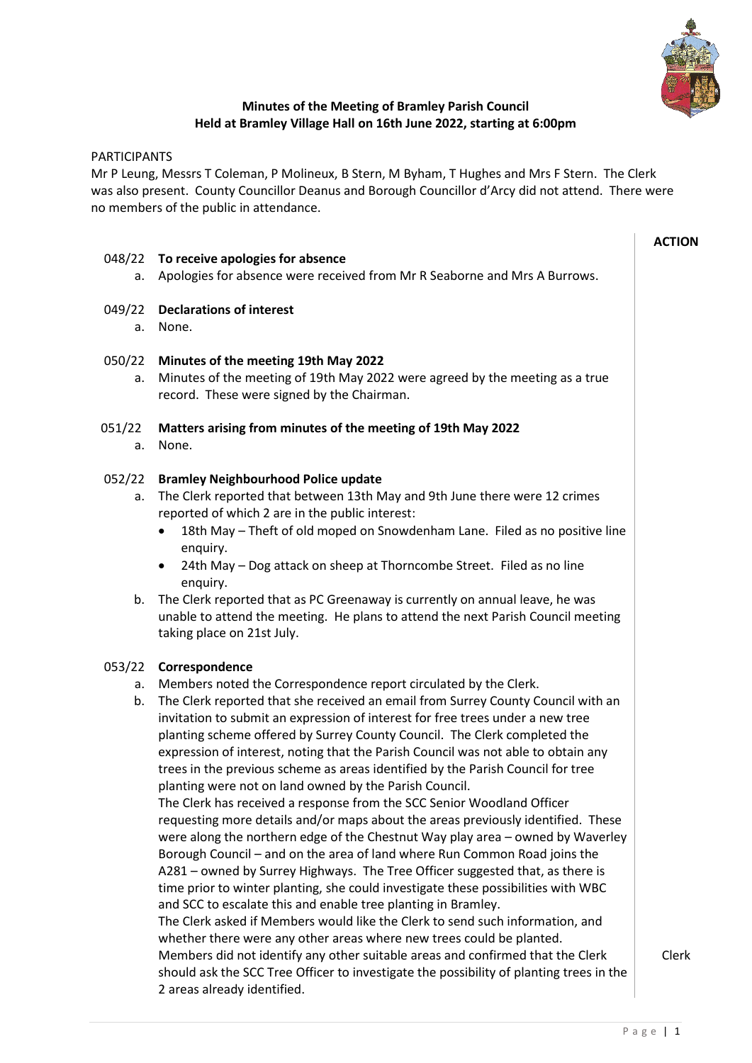# Minutes of the Meeting of Bramley Parish Council
## Held at Bramley Village Hall on 16th June 2022, starting at 6:00pm

PARTICIPANTS

Mr P Leung, Messrs T Coleman, P Molineux, B Stern, M Byham, T Hughes and Mrs F Stern. The Clerk was also present. County Councillor Deanus and Borough Councillor d'Arcy did not attend. There were no members of the public in attendance.

**ACTION**

**048/22 To receive apologies for absence**

a. Apologies for absence were received from Mr R Seaborne and Mrs A Burrows.

**049/22 Declarations of interest**

a. None.

**050/22 Minutes of the meeting 19th May 2022**

a. Minutes of the meeting of 19th May 2022 were agreed by the meeting as a true record. These were signed by the Chairman.

**051/22 Matters arising from minutes of the meeting of 19th May 2022**

a. None.

**052/22 Bramley Neighbourhood Police update**

a. The Clerk reported that between 13th May and 9th June there were 12 crimes reported of which 2 are in the public interest:
   - 18th May – Theft of old moped on Snowdenham Lane. Filed as no positive line enquiry.
   - 24th May – Dog attack on sheep at Thorncombe Street. Filed as no line enquiry.

b. The Clerk reported that as PC Greenaway is currently on annual leave, he was unable to attend the meeting. He plans to attend the next Parish Council meeting taking place on 21st July.

**053/22 Correspondence**

a. Members noted the Correspondence report circulated by the Clerk.

b. The Clerk reported that she received an email from Surrey County Council with an invitation to submit an expression of interest for free trees under a new tree planting scheme offered by Surrey County Council. The Clerk completed the expression of interest, noting that the Parish Council was not able to obtain any trees in the previous scheme as areas identified by the Parish Council for tree planting were not on land owned by the Parish Council.
The Clerk has received a response from the SCC Senior Woodland Officer requesting more details and/or maps about the areas previously identified. These were along the northern edge of the Chestnut Way play area – owned by Waverley Borough Council – and on the area of land where Run Common Road joins the A281 – owned by Surrey Highways. The Tree Officer suggested that, as there is time prior to winter planting, she could investigate these possibilities with WBC and SCC to escalate this and enable tree planting in Bramley.
The Clerk asked if Members would like the Clerk to send such information, and whether there were any other areas where new trees could be planted.
Members did not identify any other suitable areas and confirmed that the Clerk should ask the SCC Tree Officer to investigate the possibility of planting trees in the 2 areas already identified. — **Clerk**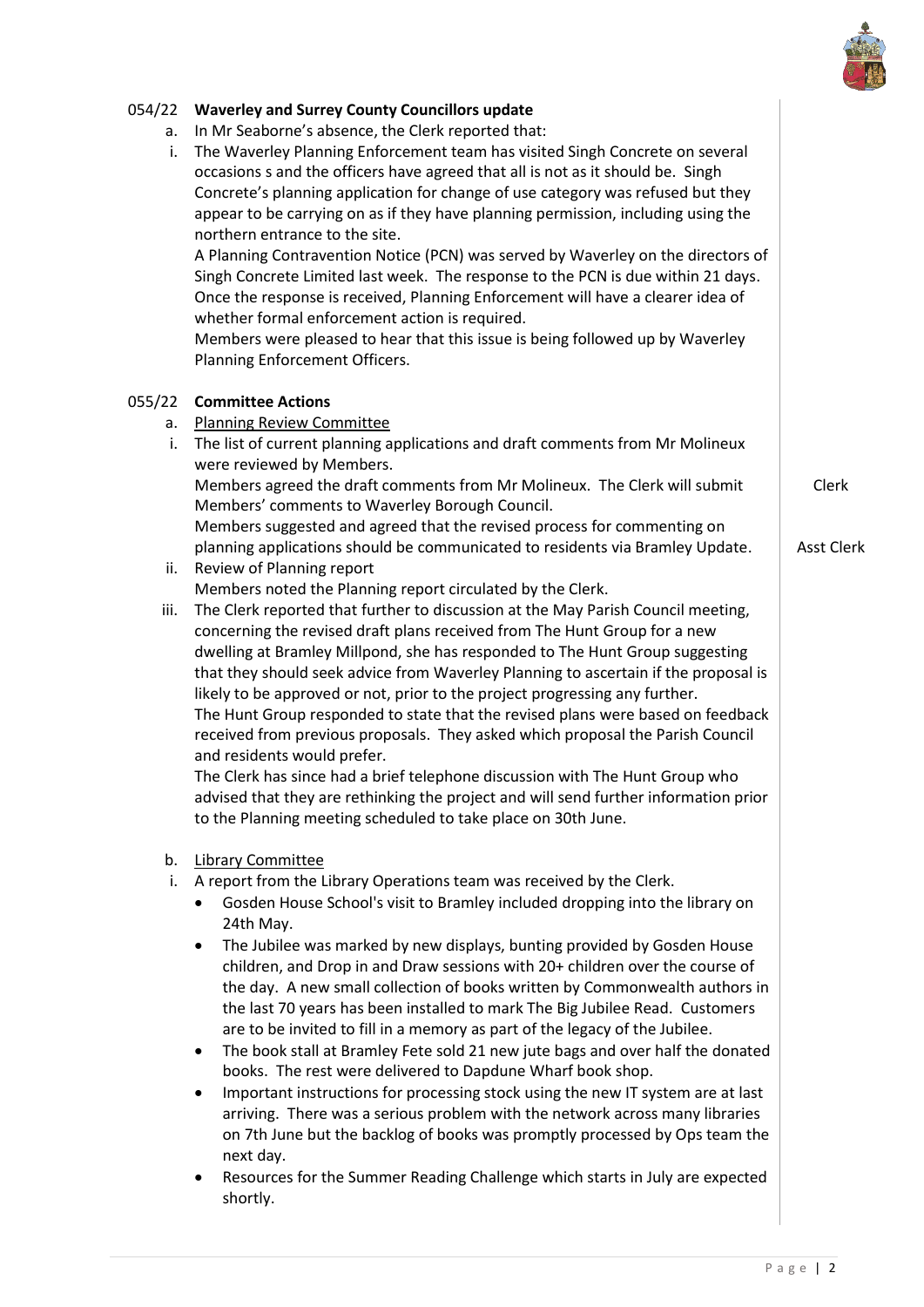054/22 **Waverley and Surrey County Councillors update**

a. In Mr Seaborne's absence, the Clerk reported that:

i. The Waverley Planning Enforcement team has visited Singh Concrete on several occasions s and the officers have agreed that all is not as it should be. Singh Concrete's planning application for change of use category was refused but they appear to be carrying on as if they have planning permission, including using the northern entrance to the site.

A Planning Contravention Notice (PCN) was served by Waverley on the directors of Singh Concrete Limited last week. The response to the PCN is due within 21 days. Once the response is received, Planning Enforcement will have a clearer idea of whether formal enforcement action is required.

Members were pleased to hear that this issue is being followed up by Waverley Planning Enforcement Officers.

055/22 **Committee Actions**

a. Planning Review Committee

i. The list of current planning applications and draft comments from Mr Molineux were reviewed by Members.

Members agreed the draft comments from Mr Molineux. The Clerk will submit Members' comments to Waverley Borough Council. — **Clerk**

Members suggested and agreed that the revised process for commenting on planning applications should be communicated to residents via Bramley Update. — **Asst Clerk**

ii. Review of Planning report

Members noted the Planning report circulated by the Clerk.

iii. The Clerk reported that further to discussion at the May Parish Council meeting, concerning the revised draft plans received from The Hunt Group for a new dwelling at Bramley Millpond, she has responded to The Hunt Group suggesting that they should seek advice from Waverley Planning to ascertain if the proposal is likely to be approved or not, prior to the project progressing any further.

The Hunt Group responded to state that the revised plans were based on feedback received from previous proposals. They asked which proposal the Parish Council and residents would prefer.

The Clerk has since had a brief telephone discussion with The Hunt Group who advised that they are rethinking the project and will send further information prior to the Planning meeting scheduled to take place on 30th June.

b. Library Committee

i. A report from the Library Operations team was received by the Clerk.

- Gosden House School's visit to Bramley included dropping into the library on 24th May.
- The Jubilee was marked by new displays, bunting provided by Gosden House children, and Drop in and Draw sessions with 20+ children over the course of the day. A new small collection of books written by Commonwealth authors in the last 70 years has been installed to mark The Big Jubilee Read. Customers are to be invited to fill in a memory as part of the legacy of the Jubilee.
- The book stall at Bramley Fete sold 21 new jute bags and over half the donated books. The rest were delivered to Dapdune Wharf book shop.
- Important instructions for processing stock using the new IT system are at last arriving. There was a serious problem with the network across many libraries on 7th June but the backlog of books was promptly processed by Ops team the next day.
- Resources for the Summer Reading Challenge which starts in July are expected shortly.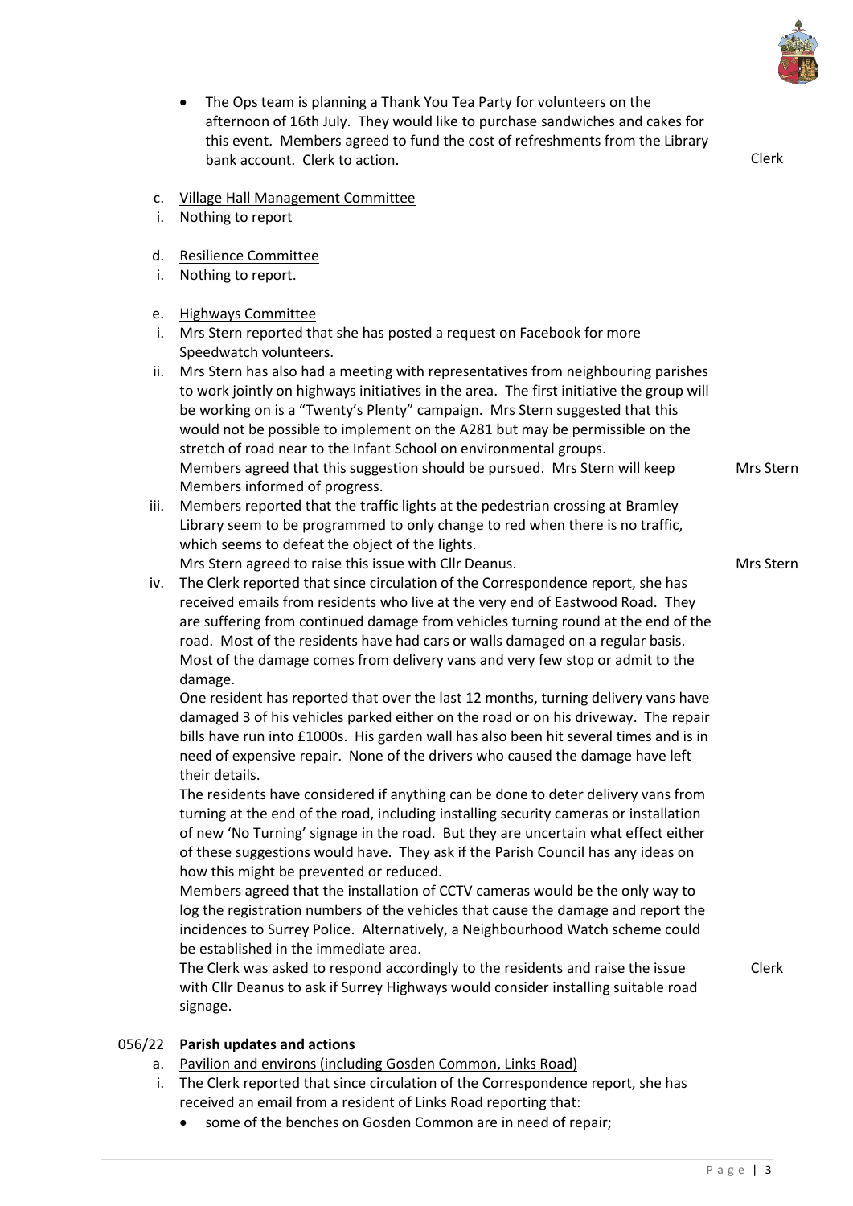- The Ops team is planning a Thank You Tea Party for volunteers on the afternoon of 16th July. They would like to purchase sandwiches and cakes for this event. Members agreed to fund the cost of refreshments from the Library bank account. Clerk to action. — **Clerk**

c. Village Hall Management Committee

i. Nothing to report

d. Resilience Committee

i. Nothing to report.

e. Highways Committee

i. Mrs Stern reported that she has posted a request on Facebook for more Speedwatch volunteers.

ii. Mrs Stern has also had a meeting with representatives from neighbouring parishes to work jointly on highways initiatives in the area. The first initiative the group will be working on is a "Twenty's Plenty" campaign. Mrs Stern suggested that this would not be possible to implement on the A281 but may be permissible on the stretch of road near to the Infant School on environmental groups.
Members agreed that this suggestion should be pursued. Mrs Stern will keep Members informed of progress. — **Mrs Stern**

iii. Members reported that the traffic lights at the pedestrian crossing at Bramley Library seem to be programmed to only change to red when there is no traffic, which seems to defeat the object of the lights.
Mrs Stern agreed to raise this issue with Cllr Deanus. — **Mrs Stern**

iv. The Clerk reported that since circulation of the Correspondence report, she has received emails from residents who live at the very end of Eastwood Road. They are suffering from continued damage from vehicles turning round at the end of the road. Most of the residents have had cars or walls damaged on a regular basis. Most of the damage comes from delivery vans and very few stop or admit to the damage.
One resident has reported that over the last 12 months, turning delivery vans have damaged 3 of his vehicles parked either on the road or on his driveway. The repair bills have run into £1000s. His garden wall has also been hit several times and is in need of expensive repair. None of the drivers who caused the damage have left their details.
The residents have considered if anything can be done to deter delivery vans from turning at the end of the road, including installing security cameras or installation of new 'No Turning' signage in the road. But they are uncertain what effect either of these suggestions would have. They ask if the Parish Council has any ideas on how this might be prevented or reduced.
Members agreed that the installation of CCTV cameras would be the only way to log the registration numbers of the vehicles that cause the damage and report the incidences to Surrey Police. Alternatively, a Neighbourhood Watch scheme could be established in the immediate area.
The Clerk was asked to respond accordingly to the residents and raise the issue with Cllr Deanus to ask if Surrey Highways would consider installing suitable road signage. — **Clerk**

## 056/22 Parish updates and actions

a. Pavilion and environs (including Gosden Common, Links Road)

i. The Clerk reported that since circulation of the Correspondence report, she has received an email from a resident of Links Road reporting that:

- some of the benches on Gosden Common are in need of repair;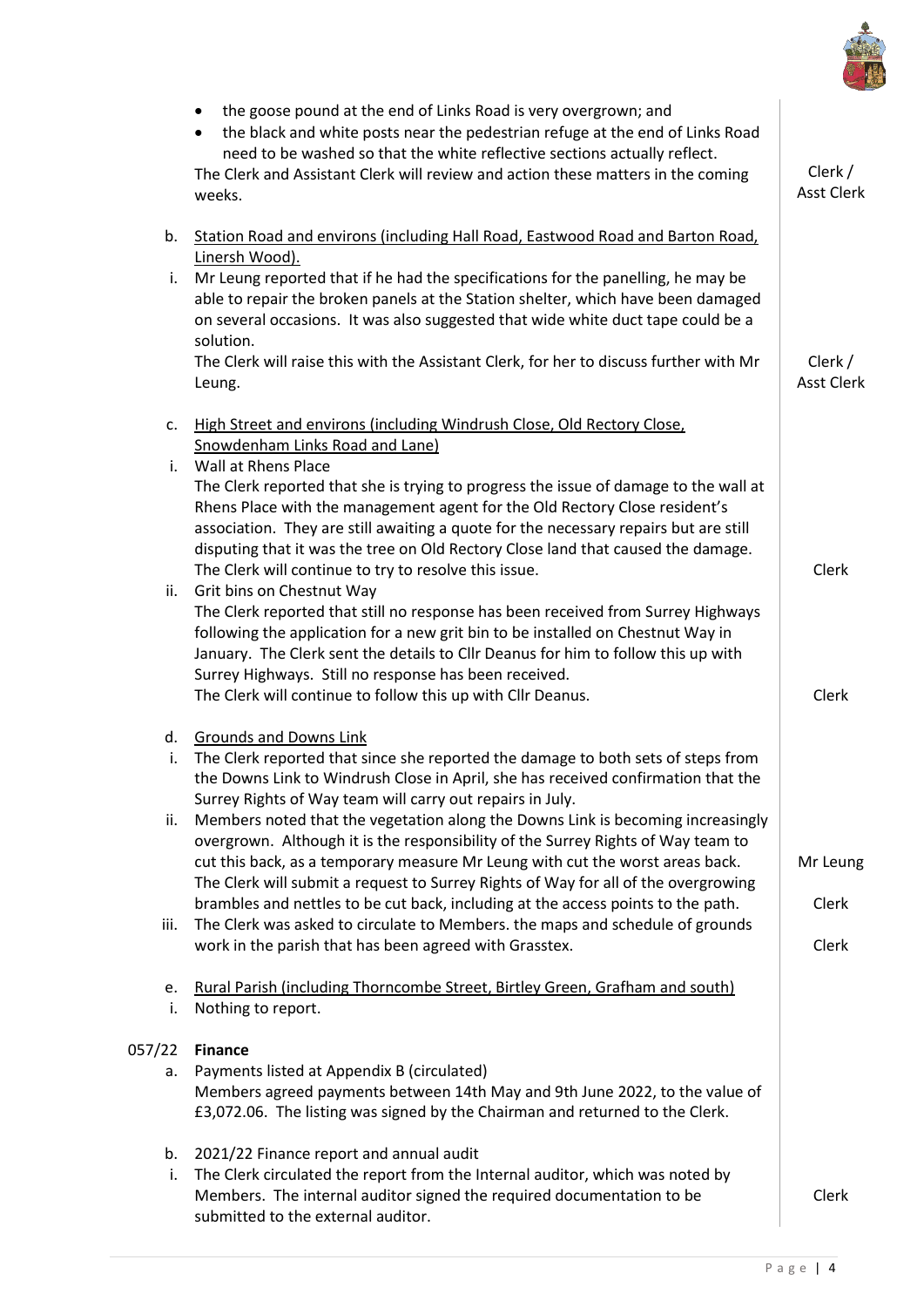- the goose pound at the end of Links Road is very overgrown; and
- the black and white posts near the pedestrian refuge at the end of Links Road need to be washed so that the white reflective sections actually reflect.

The Clerk and Assistant Clerk will review and action these matters in the coming weeks. — **Clerk / Asst Clerk**

b. Station Road and environs (including Hall Road, Eastwood Road and Barton Road, Linersh Wood).

i. Mr Leung reported that if he had the specifications for the panelling, he may be able to repair the broken panels at the Station shelter, which have been damaged on several occasions. It was also suggested that wide white duct tape could be a solution.
The Clerk will raise this with the Assistant Clerk, for her to discuss further with Mr Leung. — **Clerk / Asst Clerk**

c. High Street and environs (including Windrush Close, Old Rectory Close, Snowdenham Links Road and Lane)

i. Wall at Rhens Place
The Clerk reported that she is trying to progress the issue of damage to the wall at Rhens Place with the management agent for the Old Rectory Close resident's association. They are still awaiting a quote for the necessary repairs but are still disputing that it was the tree on Old Rectory Close land that caused the damage.
The Clerk will continue to try to resolve this issue. — **Clerk**

ii. Grit bins on Chestnut Way
The Clerk reported that still no response has been received from Surrey Highways following the application for a new grit bin to be installed on Chestnut Way in January. The Clerk sent the details to Cllr Deanus for him to follow this up with Surrey Highways. Still no response has been received.
The Clerk will continue to follow this up with Cllr Deanus. — **Clerk**

d. Grounds and Downs Link

i. The Clerk reported that since she reported the damage to both sets of steps from the Downs Link to Windrush Close in April, she has received confirmation that the Surrey Rights of Way team will carry out repairs in July.

ii. Members noted that the vegetation along the Downs Link is becoming increasingly overgrown. Although it is the responsibility of the Surrey Rights of Way team to cut this back, as a temporary measure Mr Leung with cut the worst areas back. — **Mr Leung**
The Clerk will submit a request to Surrey Rights of Way for all of the overgrowing brambles and nettles to be cut back, including at the access points to the path. — **Clerk**

iii. The Clerk was asked to circulate to Members. the maps and schedule of grounds work in the parish that has been agreed with Grasstex. — **Clerk**

e. Rural Parish (including Thorncombe Street, Birtley Green, Grafham and south)

i. Nothing to report.

## 057/22 Finance

a. Payments listed at Appendix B (circulated)
Members agreed payments between 14th May and 9th June 2022, to the value of £3,072.06. The listing was signed by the Chairman and returned to the Clerk.

b. 2021/22 Finance report and annual audit

i. The Clerk circulated the report from the Internal auditor, which was noted by Members. The internal auditor signed the required documentation to be submitted to the external auditor. — **Clerk**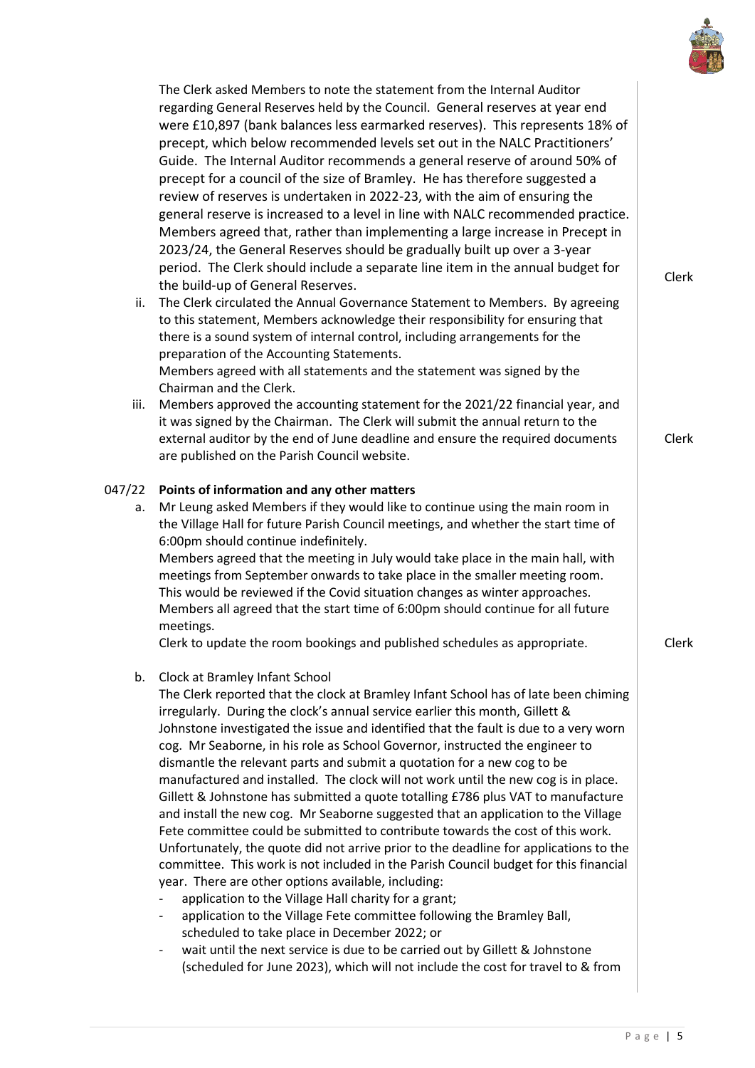The Clerk asked Members to note the statement from the Internal Auditor regarding General Reserves held by the Council. General reserves at year end were £10,897 (bank balances less earmarked reserves). This represents 18% of precept, which below recommended levels set out in the NALC Practitioners' Guide. The Internal Auditor recommends a general reserve of around 50% of precept for a council of the size of Bramley. He has therefore suggested a review of reserves is undertaken in 2022-23, with the aim of ensuring the general reserve is increased to a level in line with NALC recommended practice. Members agreed that, rather than implementing a large increase in Precept in 2023/24, the General Reserves should be gradually built up over a 3-year period. The Clerk should include a separate line item in the annual budget for the build-up of General Reserves. **Clerk**

ii. The Clerk circulated the Annual Governance Statement to Members. By agreeing to this statement, Members acknowledge their responsibility for ensuring that there is a sound system of internal control, including arrangements for the preparation of the Accounting Statements.
Members agreed with all statements and the statement was signed by the Chairman and the Clerk.

iii. Members approved the accounting statement for the 2021/22 financial year, and it was signed by the Chairman. The Clerk will submit the annual return to the external auditor by the end of June deadline and ensure the required documents are published on the Parish Council website. **Clerk**

## 047/22 Points of information and any other matters

a. Mr Leung asked Members if they would like to continue using the main room in the Village Hall for future Parish Council meetings, and whether the start time of 6:00pm should continue indefinitely.
Members agreed that the meeting in July would take place in the main hall, with meetings from September onwards to take place in the smaller meeting room. This would be reviewed if the Covid situation changes as winter approaches. Members all agreed that the start time of 6:00pm should continue for all future meetings.
Clerk to update the room bookings and published schedules as appropriate. **Clerk**

b. Clock at Bramley Infant School
The Clerk reported that the clock at Bramley Infant School has of late been chiming irregularly. During the clock's annual service earlier this month, Gillett & Johnstone investigated the issue and identified that the fault is due to a very worn cog. Mr Seaborne, in his role as School Governor, instructed the engineer to dismantle the relevant parts and submit a quotation for a new cog to be manufactured and installed. The clock will not work until the new cog is in place. Gillett & Johnstone has submitted a quote totalling £786 plus VAT to manufacture and install the new cog. Mr Seaborne suggested that an application to the Village Fete committee could be submitted to contribute towards the cost of this work. Unfortunately, the quote did not arrive prior to the deadline for applications to the committee. This work is not included in the Parish Council budget for this financial year. There are other options available, including:
- application to the Village Hall charity for a grant;
- application to the Village Fete committee following the Bramley Ball, scheduled to take place in December 2022; or
- wait until the next service is due to be carried out by Gillett & Johnstone (scheduled for June 2023), which will not include the cost for travel to & from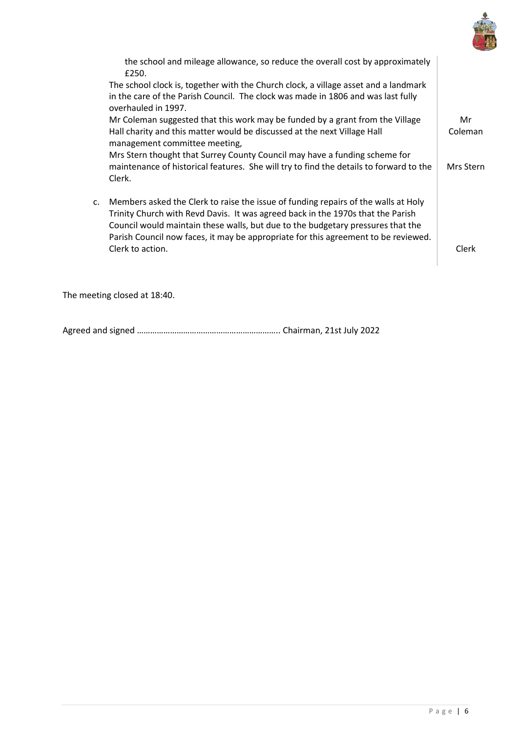| | |
|---|---|
| the school and mileage allowance, so reduce the overall cost by approximately £250. | |
| The school clock is, together with the Church clock, a village asset and a landmark in the care of the Parish Council. The clock was made in 1806 and was last fully overhauled in 1997. | |
| Mr Coleman suggested that this work may be funded by a grant from the Village Hall charity and this matter would be discussed at the next Village Hall management committee meeting, | Mr Coleman |
| Mrs Stern thought that Surrey County Council may have a funding scheme for maintenance of historical features. She will try to find the details to forward to the Clerk. | Mrs Stern |
| c. Members asked the Clerk to raise the issue of funding repairs of the walls at Holy Trinity Church with Revd Davis. It was agreed back in the 1970s that the Parish Council would maintain these walls, but due to the budgetary pressures that the Parish Council now faces, it may be appropriate for this agreement to be reviewed. Clerk to action. | Clerk |

The meeting closed at 18:40.

Agreed and signed ……………………………………………………….. Chairman, 21st July 2022